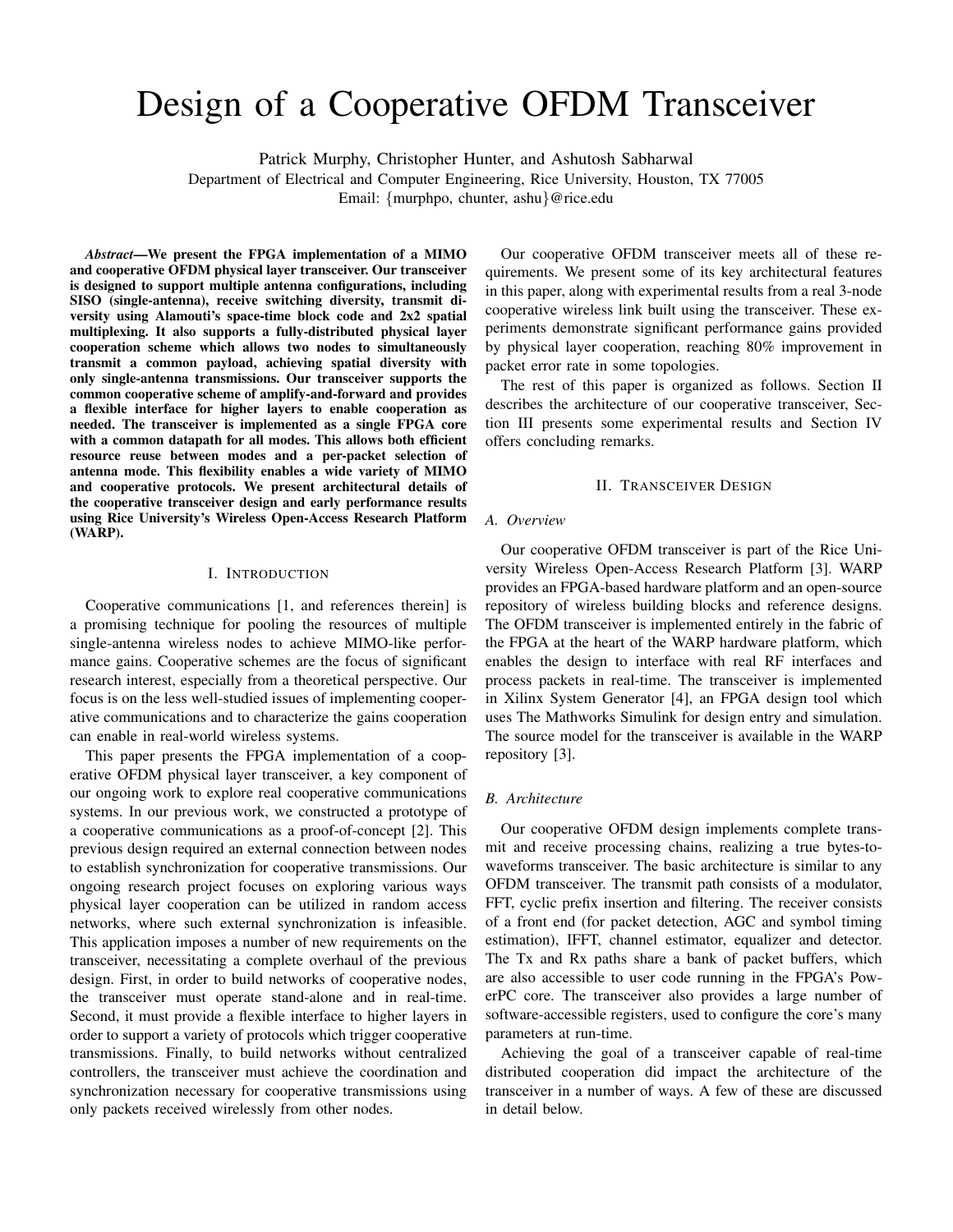# Design of a Cooperative OFDM Transceiver

Patrick Murphy, Christopher Hunter, and Ashutosh Sabharwal

Department of Electrical and Computer Engineering, Rice University, Houston, TX 77005

Email: {murphpo, chunter, ashu}@rice.edu

***Abstract*—We present the FPGA implementation of a MIMO and cooperative OFDM physical layer transceiver. Our transceiver is designed to support multiple antenna configurations, including SISO (single-antenna), receive switching diversity, transmit diversity using Alamouti's space-time block code and 2x2 spatial multiplexing. It also supports a fully-distributed physical layer cooperation scheme which allows two nodes to simultaneously transmit a common payload, achieving spatial diversity with only single-antenna transmissions. Our transceiver supports the common cooperative scheme of amplify-and-forward and provides a flexible interface for higher layers to enable cooperation as needed. The transceiver is implemented as a single FPGA core with a common datapath for all modes. This allows both efficient resource reuse between modes and a per-packet selection of antenna mode. This flexibility enables a wide variety of MIMO and cooperative protocols. We present architectural details of the cooperative transceiver design and early performance results using Rice University's Wireless Open-Access Research Platform (WARP).**

## I. Introduction

Cooperative communications [1, and references therein] is a promising technique for pooling the resources of multiple single-antenna wireless nodes to achieve MIMO-like performance gains. Cooperative schemes are the focus of significant research interest, especially from a theoretical perspective. Our focus is on the less well-studied issues of implementing cooperative communications and to characterize the gains cooperation can enable in real-world wireless systems.

This paper presents the FPGA implementation of a cooperative OFDM physical layer transceiver, a key component of our ongoing work to explore real cooperative communications systems. In our previous work, we constructed a prototype of a cooperative communications as a proof-of-concept [2]. This previous design required an external connection between nodes to establish synchronization for cooperative transmissions. Our ongoing research project focuses on exploring various ways physical layer cooperation can be utilized in random access networks, where such external synchronization is infeasible. This application imposes a number of new requirements on the transceiver, necessitating a complete overhaul of the previous design. First, in order to build networks of cooperative nodes, the transceiver must operate stand-alone and in real-time. Second, it must provide a flexible interface to higher layers in order to support a variety of protocols which trigger cooperative transmissions. Finally, to build networks without centralized controllers, the transceiver must achieve the coordination and synchronization necessary for cooperative transmissions using only packets received wirelessly from other nodes.

Our cooperative OFDM transceiver meets all of these requirements. We present some of its key architectural features in this paper, along with experimental results from a real 3-node cooperative wireless link built using the transceiver. These experiments demonstrate significant performance gains provided by physical layer cooperation, reaching 80% improvement in packet error rate in some topologies.

The rest of this paper is organized as follows. Section II describes the architecture of our cooperative transceiver, Section III presents some experimental results and Section IV offers concluding remarks.

## II. Transceiver Design

### *A. Overview*

Our cooperative OFDM transceiver is part of the Rice University Wireless Open-Access Research Platform [3]. WARP provides an FPGA-based hardware platform and an open-source repository of wireless building blocks and reference designs. The OFDM transceiver is implemented entirely in the fabric of the FPGA at the heart of the WARP hardware platform, which enables the design to interface with real RF interfaces and process packets in real-time. The transceiver is implemented in Xilinx System Generator [4], an FPGA design tool which uses The Mathworks Simulink for design entry and simulation. The source model for the transceiver is available in the WARP repository [3].

### *B. Architecture*

Our cooperative OFDM design implements complete transmit and receive processing chains, realizing a true bytes-to-waveforms transceiver. The basic architecture is similar to any OFDM transceiver. The transmit path consists of a modulator, FFT, cyclic prefix insertion and filtering. The receiver consists of a front end (for packet detection, AGC and symbol timing estimation), IFFT, channel estimator, equalizer and detector. The Tx and Rx paths share a bank of packet buffers, which are also accessible to user code running in the FPGA's PowerPC core. The transceiver also provides a large number of software-accessible registers, used to configure the core's many parameters at run-time.

Achieving the goal of a transceiver capable of real-time distributed cooperation did impact the architecture of the transceiver in a number of ways. A few of these are discussed in detail below.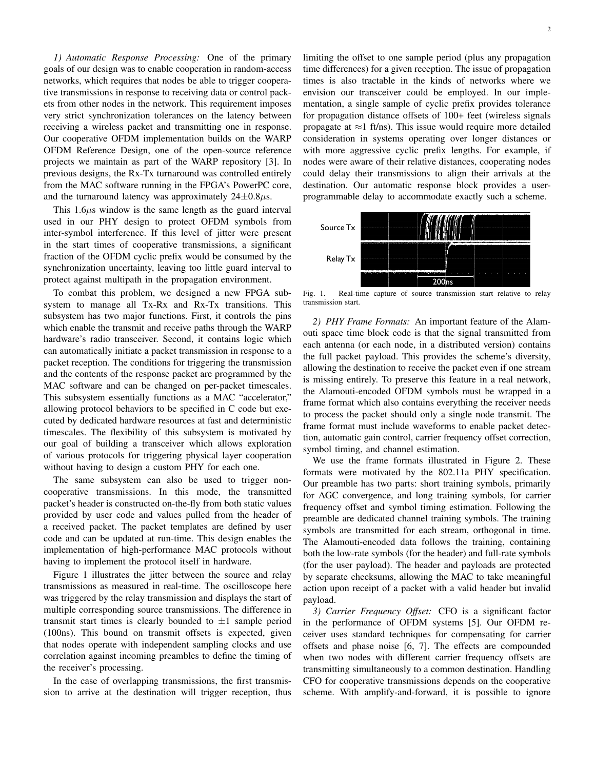*1) Automatic Response Processing:* One of the primary goals of our design was to enable cooperation in random-access networks, which requires that nodes be able to trigger cooperative transmissions in response to receiving data or control packets from other nodes in the network. This requirement imposes very strict synchronization tolerances on the latency between receiving a wireless packet and transmitting one in response. Our cooperative OFDM implementation builds on the WARP OFDM Reference Design, one of the open-source reference projects we maintain as part of the WARP repository [3]. In previous designs, the Rx-Tx turnaround was controlled entirely from the MAC software running in the FPGA's PowerPC core, and the turnaround latency was approximately $24\pm0.8\mu$s.

This $1.6\mu$s window is the same length as the guard interval used in our PHY design to protect OFDM symbols from inter-symbol interference. If this level of jitter were present in the start times of cooperative transmissions, a significant fraction of the OFDM cyclic prefix would be consumed by the synchronization uncertainty, leaving too little guard interval to protect against multipath in the propagation environment.

To combat this problem, we designed a new FPGA subsystem to manage all Tx-Rx and Rx-Tx transitions. This subsystem has two major functions. First, it controls the pins which enable the transmit and receive paths through the WARP hardware's radio transceiver. Second, it contains logic which can automatically initiate a packet transmission in response to a packet reception. The conditions for triggering the transmission and the contents of the response packet are programmed by the MAC software and can be changed on per-packet timescales. This subsystem essentially functions as a MAC "accelerator," allowing protocol behaviors to be specified in C code but executed by dedicated hardware resources at fast and deterministic timescales. The flexibility of this subsystem is motivated by our goal of building a transceiver which allows exploration of various protocols for triggering physical layer cooperation without having to design a custom PHY for each one.

The same subsystem can also be used to trigger non-cooperative transmissions. In this mode, the transmitted packet's header is constructed on-the-fly from both static values provided by user code and values pulled from the header of a received packet. The packet templates are defined by user code and can be updated at run-time. This design enables the implementation of high-performance MAC protocols without having to implement the protocol itself in hardware.

Figure 1 illustrates the jitter between the source and relay transmissions as measured in real-time. The oscilloscope here was triggered by the relay transmission and displays the start of multiple corresponding source transmissions. The difference in transmit start times is clearly bounded to $\pm1$ sample period (100ns). This bound on transmit offsets is expected, given that nodes operate with independent sampling clocks and use correlation against incoming preambles to define the timing of the receiver's processing.

In the case of overlapping transmissions, the first transmission to arrive at the destination will trigger reception, thus limiting the offset to one sample period (plus any propagation time differences) for a given reception. The issue of propagation times is also tractable in the kinds of networks where we envision our transceiver could be employed. In our implementation, a single sample of cyclic prefix provides tolerance for propagation distance offsets of 100+ feet (wireless signals propagate at $\approx$1 ft/ns). This issue would require more detailed consideration in systems operating over longer distances or with more aggressive cyclic prefix lengths. For example, if nodes were aware of their relative distances, cooperating nodes could delay their transmissions to align their arrivals at the destination. Our automatic response block provides a user-programmable delay to accommodate exactly such a scheme.

Source Tx
Relay Tx
200ns

Fig. 1. Real-time capture of source transmission start relative to relay transmission start.

*2) PHY Frame Formats:* An important feature of the Alamouti space time block code is that the signal transmitted from each antenna (or each node, in a distributed version) contains the full packet payload. This provides the scheme's diversity, allowing the destination to receive the packet even if one stream is missing entirely. To preserve this feature in a real network, the Alamouti-encoded OFDM symbols must be wrapped in a frame format which also contains everything the receiver needs to process the packet should only a single node transmit. The frame format must include waveforms to enable packet detection, automatic gain control, carrier frequency offset correction, symbol timing, and channel estimation.

We use the frame formats illustrated in Figure 2. These formats were motivated by the 802.11a PHY specification. Our preamble has two parts: short training symbols, primarily for AGC convergence, and long training symbols, for carrier frequency offset and symbol timing estimation. Following the preamble are dedicated channel training symbols. The training symbols are transmitted for each stream, orthogonal in time. The Alamouti-encoded data follows the training, containing both the low-rate symbols (for the header) and full-rate symbols (for the user payload). The header and payloads are protected by separate checksums, allowing the MAC to take meaningful action upon receipt of a packet with a valid header but invalid payload.

*3) Carrier Frequency Offset:* CFO is a significant factor in the performance of OFDM systems [5]. Our OFDM receiver uses standard techniques for compensating for carrier offsets and phase noise [6, 7]. The effects are compounded when two nodes with different carrier frequency offsets are transmitting simultaneously to a common destination. Handling CFO for cooperative transmissions depends on the cooperative scheme. With amplify-and-forward, it is possible to ignore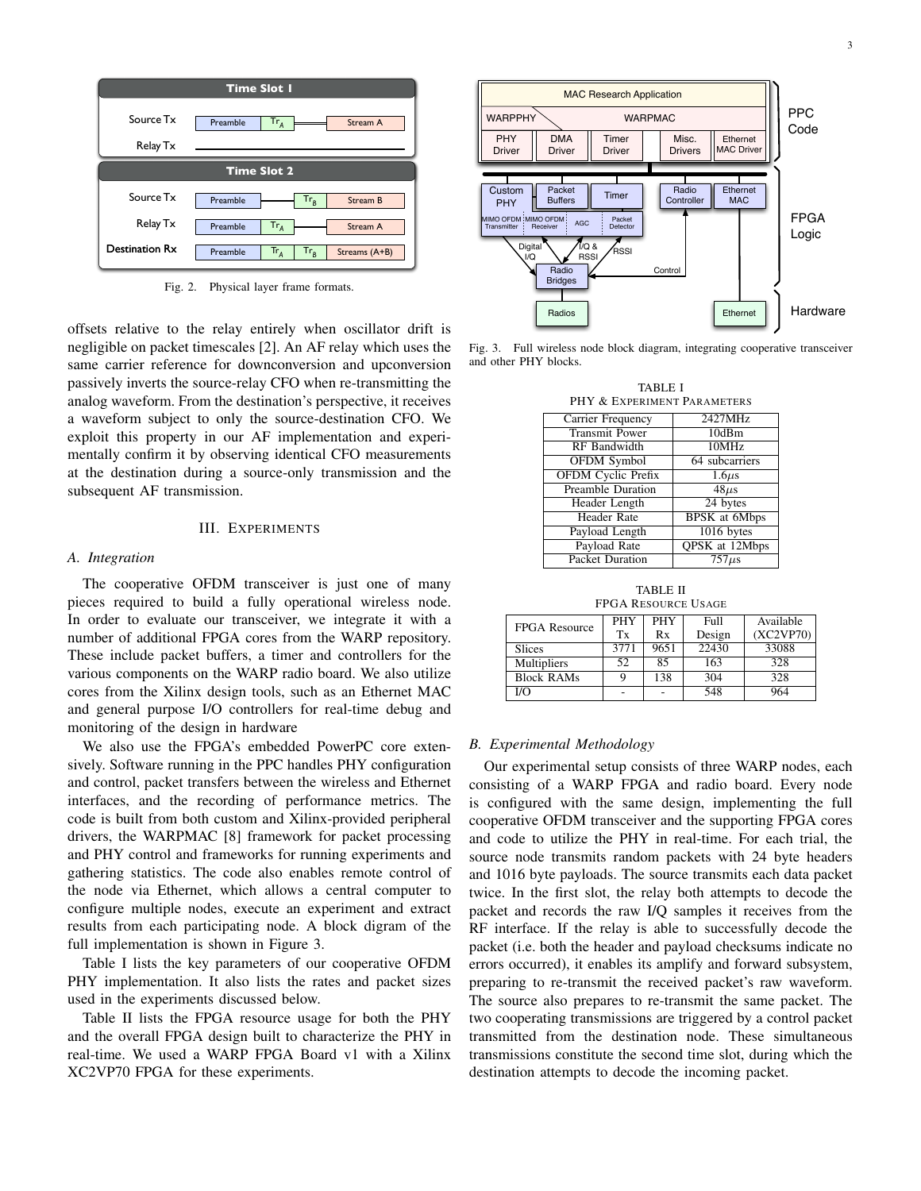Time Slot 1

Source Tx — Preamble — $Tr_A$ — Stream A

Relay Tx

Time Slot 2

Source Tx — Preamble — $Tr_B$ — Stream B

Relay Tx — Preamble — $Tr_A$ — Stream A

Destination Rx — Preamble — $Tr_A$ — $Tr_B$ — Streams (A+B)

Fig. 2. Physical layer frame formats.

offsets relative to the relay entirely when oscillator drift is negligible on packet timescales [2]. An AF relay which uses the same carrier reference for downconversion and upconversion passively inverts the source-relay CFO when re-transmitting the analog waveform. From the destination's perspective, it receives a waveform subject to only the source-destination CFO. We exploit this property in our AF implementation and experimentally confirm it by observing identical CFO measurements at the destination during a source-only transmission and the subsequent AF transmission.

## III. Experiments

### A. Integration

The cooperative OFDM transceiver is just one of many pieces required to build a fully operational wireless node. In order to evaluate our transceiver, we integrate it with a number of additional FPGA cores from the WARP repository. These include packet buffers, a timer and controllers for the various components on the WARP radio board. We also utilize cores from the Xilinx design tools, such as an Ethernet MAC and general purpose I/O controllers for real-time debug and monitoring of the design in hardware

We also use the FPGA's embedded PowerPC core extensively. Software running in the PPC handles PHY configuration and control, packet transfers between the wireless and Ethernet interfaces, and the recording of performance metrics. The code is built from both custom and Xilinx-provided peripheral drivers, the WARPMAC [8] framework for packet processing and PHY control and frameworks for running experiments and gathering statistics. The code also enables remote control of the node via Ethernet, which allows a central computer to configure multiple nodes, execute an experiment and extract results from each participating node. A block digram of the full implementation is shown in Figure 3.

Table I lists the key parameters of our cooperative OFDM PHY implementation. It also lists the rates and packet sizes used in the experiments discussed below.

Table II lists the FPGA resource usage for both the PHY and the overall FPGA design built to characterize the PHY in real-time. We used a WARP FPGA Board v1 with a Xilinx XC2VP70 FPGA for these experiments.

MAC Research Application

WARPPHY

WARPMAC

PHY Driver

DMA Driver

Timer Driver

Misc. Drivers

Ethernet MAC Driver

PPC Code

Custom PHY

Packet Buffers

Timer

Radio Controller

Ethernet MAC

MIMO OFDM Transmitter

MIMO OFDM Receiver

AGC

Packet Detector

FPGA Logic

Digital I/Q

I/Q & RSSI

RSSI

Radio Bridges

Control

Radios

Ethernet

Hardware

Fig. 3. Full wireless node block diagram, integrating cooperative transceiver and other PHY blocks.

TABLE I
PHY & Experiment Parameters

| | |
|---|---|
| Carrier Frequency | 2427MHz |
| Transmit Power | 10dBm |
| RF Bandwidth | 10MHz |
| OFDM Symbol | 64 subcarriers |
| OFDM Cyclic Prefix | 1.6$\mu$s |
| Preamble Duration | 48$\mu$s |
| Header Length | 24 bytes |
| Header Rate | BPSK at 6Mbps |
| Payload Length | 1016 bytes |
| Payload Rate | QPSK at 12Mbps |
| Packet Duration | 757$\mu$s |

TABLE II
FPGA Resource Usage

| FPGA Resource | PHY Tx | PHY Rx | Full Design | Available (XC2VP70) |
|---|---|---|---|---|
| Slices | 3771 | 9651 | 22430 | 33088 |
| Multipliers | 52 | 85 | 163 | 328 |
| Block RAMs | 9 | 138 | 304 | 328 |
| I/O | - | - | 548 | 964 |

### B. Experimental Methodology

Our experimental setup consists of three WARP nodes, each consisting of a WARP FPGA and radio board. Every node is configured with the same design, implementing the full cooperative OFDM transceiver and the supporting FPGA cores and code to utilize the PHY in real-time. For each trial, the source node transmits random packets with 24 byte headers and 1016 byte payloads. The source transmits each data packet twice. In the first slot, the relay both attempts to decode the packet and records the raw I/Q samples it receives from the RF interface. If the relay is able to successfully decode the packet (i.e. both the header and payload checksums indicate no errors occurred), it enables its amplify and forward subsystem, preparing to re-transmit the received packet's raw waveform. The source also prepares to re-transmit the same packet. The two cooperating transmissions are triggered by a control packet transmitted from the destination node. These simultaneous transmissions constitute the second time slot, during which the destination attempts to decode the incoming packet.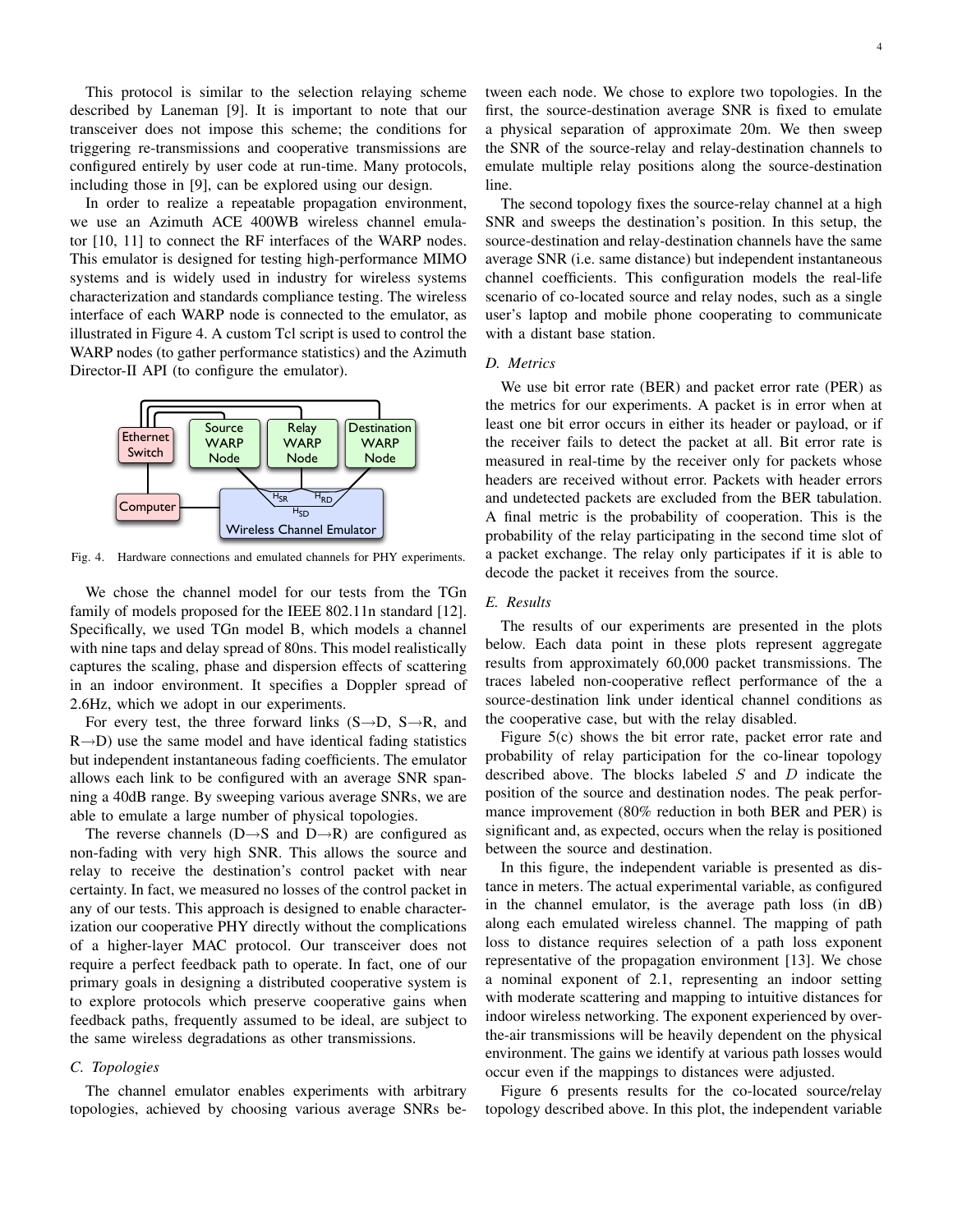This protocol is similar to the selection relaying scheme described by Laneman [9]. It is important to note that our transceiver does not impose this scheme; the conditions for triggering re-transmissions and cooperative transmissions are configured entirely by user code at run-time. Many protocols, including those in [9], can be explored using our design.

In order to realize a repeatable propagation environment, we use an Azimuth ACE 400WB wireless channel emulator [10, 11] to connect the RF interfaces of the WARP nodes. This emulator is designed for testing high-performance MIMO systems and is widely used in industry for wireless systems characterization and standards compliance testing. The wireless interface of each WARP node is connected to the emulator, as illustrated in Figure 4. A custom Tcl script is used to control the WARP nodes (to gather performance statistics) and the Azimuth Director-II API (to configure the emulator).

Ethernet Switch
Source WARP Node
Relay WARP Node
Destination WARP Node
Computer
$H_{SR}$
$H_{RD}$
$H_{SD}$
Wireless Channel Emulator

Fig. 4. Hardware connections and emulated channels for PHY experiments.

We chose the channel model for our tests from the TGn family of models proposed for the IEEE 802.11n standard [12]. Specifically, we used TGn model B, which models a channel with nine taps and delay spread of 80ns. This model realistically captures the scaling, phase and dispersion effects of scattering in an indoor environment. It specifies a Doppler spread of 2.6Hz, which we adopt in our experiments.

For every test, the three forward links (S→D, S→R, and R→D) use the same model and have identical fading statistics but independent instantaneous fading coefficients. The emulator allows each link to be configured with an average SNR spanning a 40dB range. By sweeping various average SNRs, we are able to emulate a large number of physical topologies.

The reverse channels (D→S and D→R) are configured as non-fading with very high SNR. This allows the source and relay to receive the destination's control packet with near certainty. In fact, we measured no losses of the control packet in any of our tests. This approach is designed to enable characterization our cooperative PHY directly without the complications of a higher-layer MAC protocol. Our transceiver does not require a perfect feedback path to operate. In fact, one of our primary goals in designing a distributed cooperative system is to explore protocols which preserve cooperative gains when feedback paths, frequently assumed to be ideal, are subject to the same wireless degradations as other transmissions.

### C. Topologies

The channel emulator enables experiments with arbitrary topologies, achieved by choosing various average SNRs between each node. We chose to explore two topologies. In the first, the source-destination average SNR is fixed to emulate a physical separation of approximate 20m. We then sweep the SNR of the source-relay and relay-destination channels to emulate multiple relay positions along the source-destination line.

The second topology fixes the source-relay channel at a high SNR and sweeps the destination's position. In this setup, the source-destination and relay-destination channels have the same average SNR (i.e. same distance) but independent instantaneous channel coefficients. This configuration models the real-life scenario of co-located source and relay nodes, such as a single user's laptop and mobile phone cooperating to communicate with a distant base station.

### D. Metrics

We use bit error rate (BER) and packet error rate (PER) as the metrics for our experiments. A packet is in error when at least one bit error occurs in either its header or payload, or if the receiver fails to detect the packet at all. Bit error rate is measured in real-time by the receiver only for packets whose headers are received without error. Packets with header errors and undetected packets are excluded from the BER tabulation. A final metric is the probability of cooperation. This is the probability of the relay participating in the second time slot of a packet exchange. The relay only participates if it is able to decode the packet it receives from the source.

### E. Results

The results of our experiments are presented in the plots below. Each data point in these plots represent aggregate results from approximately 60,000 packet transmissions. The traces labeled non-cooperative reflect performance of the a source-destination link under identical channel conditions as the cooperative case, but with the relay disabled.

Figure 5(c) shows the bit error rate, packet error rate and probability of relay participation for the co-linear topology described above. The blocks labeled $S$ and $D$ indicate the position of the source and destination nodes. The peak performance improvement (80% reduction in both BER and PER) is significant and, as expected, occurs when the relay is positioned between the source and destination.

In this figure, the independent variable is presented as distance in meters. The actual experimental variable, as configured in the channel emulator, is the average path loss (in dB) along each emulated wireless channel. The mapping of path loss to distance requires selection of a path loss exponent representative of the propagation environment [13]. We chose a nominal exponent of 2.1, representing an indoor setting with moderate scattering and mapping to intuitive distances for indoor wireless networking. The exponent experienced by over-the-air transmissions will be heavily dependent on the physical environment. The gains we identify at various path losses would occur even if the mappings to distances were adjusted.

Figure 6 presents results for the co-located source/relay topology described above. In this plot, the independent variable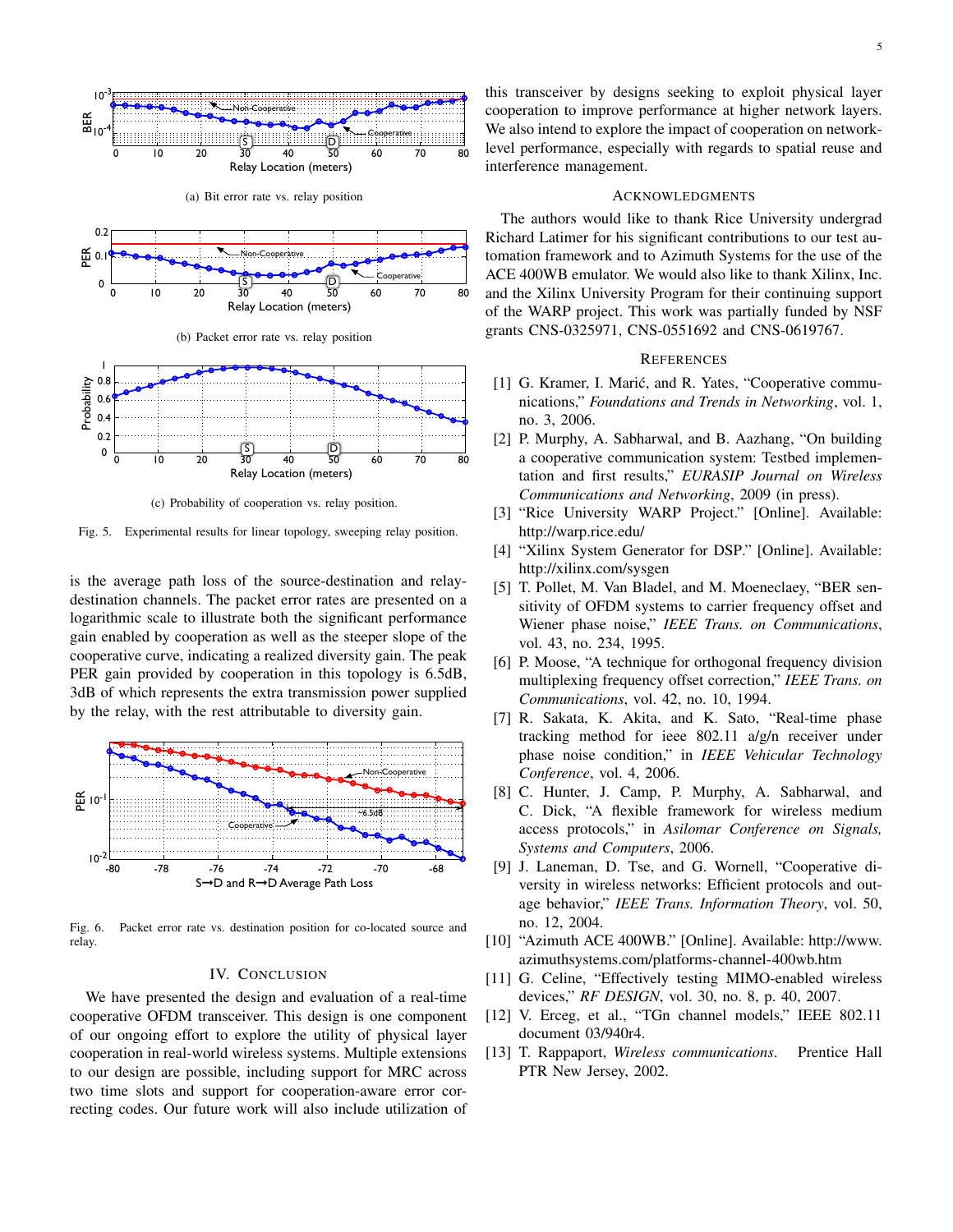BER
$10^{-3}$
$10^{-4}$
Non-Cooperative
Cooperative
S
D
0 10 20 30 40 50 60 70 80
Relay Location (meters)

(a) Bit error rate vs. relay position

PER
0.2
0.1
0
Non-Cooperative
Cooperative
S
D
0 10 20 30 40 50 60 70 80
Relay Location (meters)

(b) Packet error rate vs. relay position

Probability
1
0.8
0.6
0.4
0.2
0
S
D
0 10 20 30 40 50 60 70 80
Relay Location (meters)

(c) Probability of cooperation vs. relay position.

Fig. 5. Experimental results for linear topology, sweeping relay position.

is the average path loss of the source-destination and relay-destination channels. The packet error rates are presented on a logarithmic scale to illustrate both the significant performance gain enabled by cooperation as well as the steeper slope of the cooperative curve, indicating a realized diversity gain. The peak PER gain provided by cooperation in this topology is 6.5dB, 3dB of which represents the extra transmission power supplied by the relay, with the rest attributable to diversity gain.

PER
$10^{-1}$
$10^{-2}$
Non-Cooperative
~6.5dB
Cooperative
-80 -78 -76 -74 -72 -70 -68
S→D and R→D Average Path Loss

Fig. 6. Packet error rate vs. destination position for co-located source and relay.

## IV. Conclusion

We have presented the design and evaluation of a real-time cooperative OFDM transceiver. This design is one component of our ongoing effort to explore the utility of physical layer cooperation in real-world wireless systems. Multiple extensions to our design are possible, including support for MRC across two time slots and support for cooperation-aware error correcting codes. Our future work will also include utilization of this transceiver by designs seeking to exploit physical layer cooperation to improve performance at higher network layers. We also intend to explore the impact of cooperation on network-level performance, especially with regards to spatial reuse and interference management.

## Acknowledgments

The authors would like to thank Rice University undergrad Richard Latimer for his significant contributions to our test automation framework and to Azimuth Systems for the use of the ACE 400WB emulator. We would also like to thank Xilinx, Inc. and the Xilinx University Program for their continuing support of the WARP project. This work was partially funded by NSF grants CNS-0325971, CNS-0551692 and CNS-0619767.

## References

[1] G. Kramer, I. Marić, and R. Yates, "Cooperative communications," *Foundations and Trends in Networking*, vol. 1, no. 3, 2006.

[2] P. Murphy, A. Sabharwal, and B. Aazhang, "On building a cooperative communication system: Testbed implementation and first results," *EURASIP Journal on Wireless Communications and Networking*, 2009 (in press).

[3] "Rice University WARP Project." [Online]. Available: http://warp.rice.edu/

[4] "Xilinx System Generator for DSP." [Online]. Available: http://xilinx.com/sysgen

[5] T. Pollet, M. Van Bladel, and M. Moeneclaey, "BER sensitivity of OFDM systems to carrier frequency offset and Wiener phase noise," *IEEE Trans. on Communications*, vol. 43, no. 234, 1995.

[6] P. Moose, "A technique for orthogonal frequency division multiplexing frequency offset correction," *IEEE Trans. on Communications*, vol. 42, no. 10, 1994.

[7] R. Sakata, K. Akita, and K. Sato, "Real-time phase tracking method for ieee 802.11 a/g/n receiver under phase noise condition," in *IEEE Vehicular Technology Conference*, vol. 4, 2006.

[8] C. Hunter, J. Camp, P. Murphy, A. Sabharwal, and C. Dick, "A flexible framework for wireless medium access protocols," in *Asilomar Conference on Signals, Systems and Computers*, 2006.

[9] J. Laneman, D. Tse, and G. Wornell, "Cooperative diversity in wireless networks: Efficient protocols and outage behavior," *IEEE Trans. Information Theory*, vol. 50, no. 12, 2004.

[10] "Azimuth ACE 400WB." [Online]. Available: http://www.azimuthsystems.com/platforms-channel-400wb.htm

[11] G. Celine, "Effectively testing MIMO-enabled wireless devices," *RF DESIGN*, vol. 30, no. 8, p. 40, 2007.

[12] V. Erceg, et al., "TGn channel models," IEEE 802.11 document 03/940r4.

[13] T. Rappaport, *Wireless communications*. Prentice Hall PTR New Jersey, 2002.